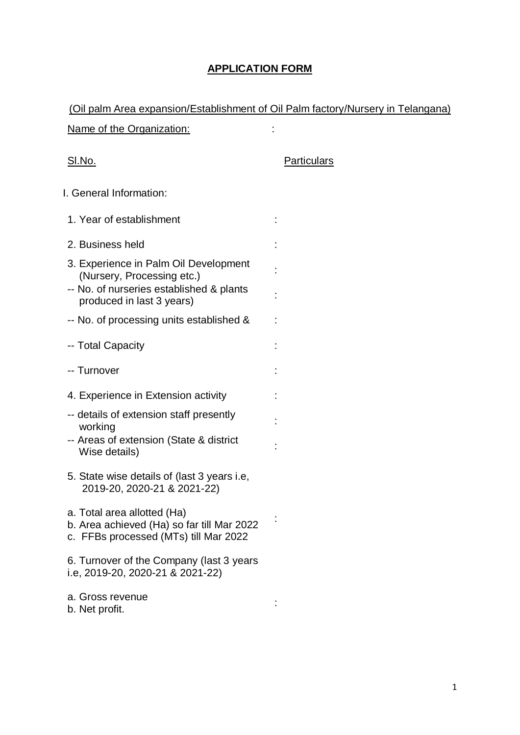# APPLICATION FORM

(Oil palm Area expansion/Establishment of Oil Palm factory/Nursery in Telangana)

Name of the Organization: :

| Sl.No. | | Particulars |
|---|---|---|
| **I. General Information:** | | |
| 1. Year of establishment | : | |
| 2. Business held | : | |
| 3. Experience in Palm Oil Development (Nursery, Processing etc.) | : | |
| -- No. of nurseries established & plants produced in last 3 years) | : | |
| -- No. of processing units established & | : | |
| -- Total Capacity | : | |
| -- Turnover | : | |
| 4. Experience in Extension activity | : | |
| -- details of extension staff presently working | : | |
| -- Areas of extension (State & district Wise details) | : | |
| 5. State wise details of (last 3 years i.e, 2019-20, 2020-21 & 2021-22) | | |
| a. Total area allotted (Ha)<br>b. Area achieved (Ha) so far till Mar 2022<br>c. FFBs processed (MTs) till Mar 2022 | : | |
| 6. Turnover of the Company (last 3 years i.e, 2019-20, 2020-21 & 2021-22) | | |
| a. Gross revenue<br>b. Net profit. | : | |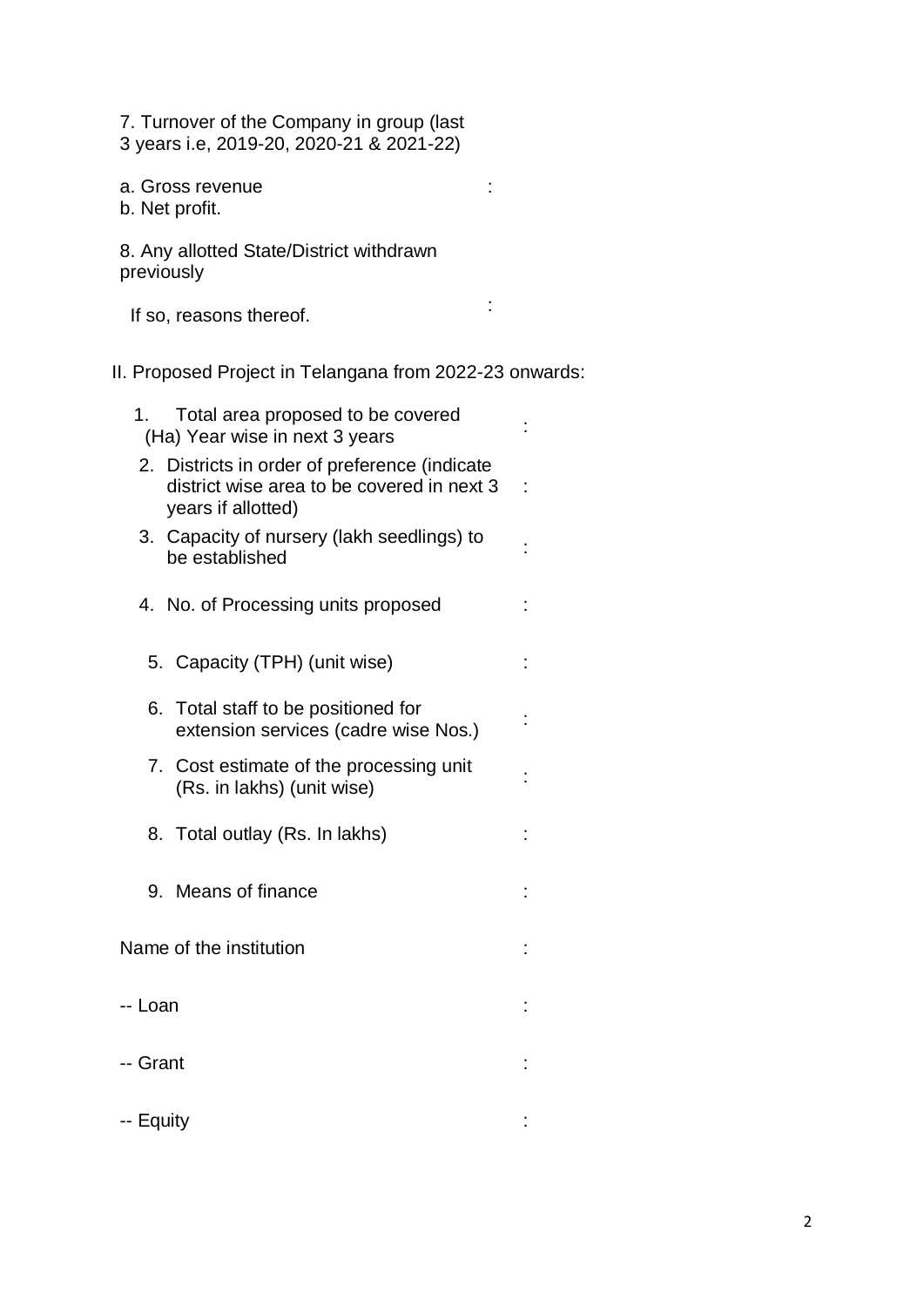7. Turnover of the Company in group (last 3 years i.e, 2019-20, 2020-21 & 2021-22)

a. Gross revenue :

b. Net profit.

8. Any allotted State/District withdrawn previously

If so, reasons thereof. :

II. Proposed Project in Telangana from 2022-23 onwards:

1. Total area proposed to be covered (Ha) Year wise in next 3 years :
2. Districts in order of preference (indicate district wise area to be covered in next 3 years if allotted) :
3. Capacity of nursery (lakh seedlings) to be established :
4. No. of Processing units proposed :
5. Capacity (TPH) (unit wise) :
6. Total staff to be positioned for extension services (cadre wise Nos.) :
7. Cost estimate of the processing unit (Rs. in lakhs) (unit wise) :
8. Total outlay (Rs. In lakhs) :
9. Means of finance :

Name of the institution :

-- Loan :

-- Grant :

-- Equity :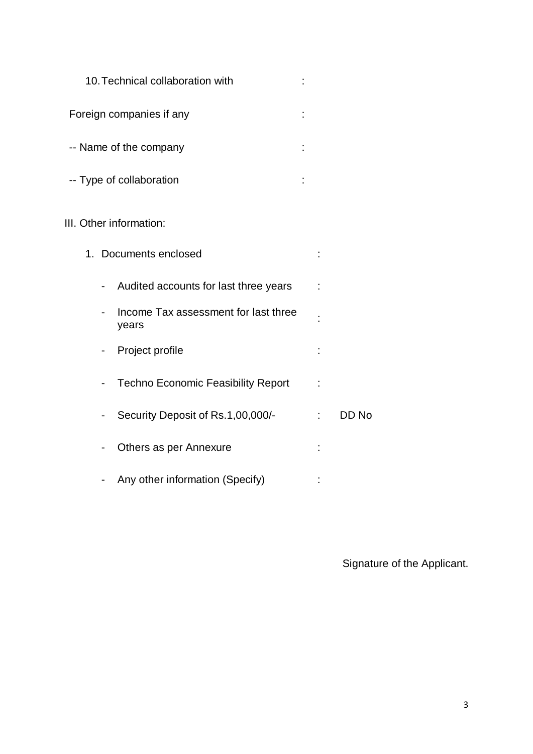10. Technical collaboration with :

Foreign companies if any :

-- Name of the company :

-- Type of collaboration :

III. Other information:

1. Documents enclosed :
   - Audited accounts for last three years :
   - Income Tax assessment for last three years :
   - Project profile :
   - Techno Economic Feasibility Report :
   - Security Deposit of Rs.1,00,000/- : DD No
   - Others as per Annexure :
   - Any other information (Specify) :

Signature of the Applicant.